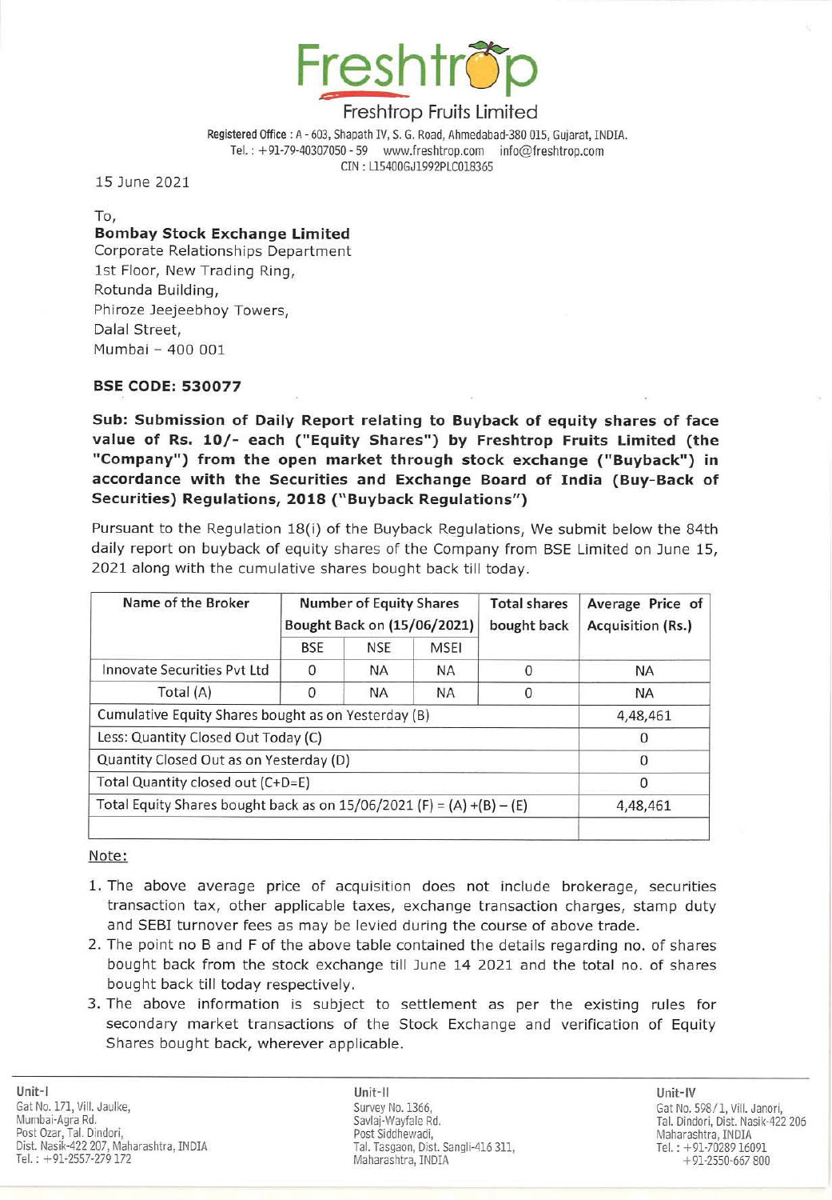**Freshtrop**

Freshtrop Fruits Limited

Registered Office : A - 603, Shapath IV, S. G. Road, Ahmedabad-380 015, Gujarat, INDIA.
Tel. : +91-79-40307050 - 59 www.freshtrop.com info@freshtrop.com
CIN : L15400GJ1992PLC018365

15 June 2021

To,
**Bombay Stock Exchange Limited**
Corporate Relationships Department
1st Floor, New Trading Ring,
Rotunda Building,
Phiroze Jeejeebhoy Towers,
Dalal Street,
Mumbai – 400 001

**BSE CODE: 530077**

**Sub: Submission of Daily Report relating to Buyback of equity shares of face value of Rs. 10/- each ("Equity Shares") by Freshtrop Fruits Limited (the "Company") from the open market through stock exchange ("Buyback") in accordance with the Securities and Exchange Board of India (Buy-Back of Securities) Regulations, 2018 ("Buyback Regulations")**

Pursuant to the Regulation 18(i) of the Buyback Regulations, We submit below the 84th daily report on buyback of equity shares of the Company from BSE Limited on June 15, 2021 along with the cumulative shares bought back till today.

| Name of the Broker | Number of Equity Shares Bought Back on (15/06/2021) | | | Total shares bought back | Average Price of Acquisition (Rs.) |
|---|---|---|---|---|---|
| | BSE | NSE | MSEI | | |
| Innovate Securities Pvt Ltd | 0 | NA | NA | 0 | NA |
| Total (A) | 0 | NA | NA | 0 | NA |
| Cumulative Equity Shares bought as on Yesterday (B) | | | | | 4,48,461 |
| Less: Quantity Closed Out Today (C) | | | | | 0 |
| Quantity Closed Out as on Yesterday (D) | | | | | 0 |
| Total Quantity closed out (C+D=E) | | | | | 0 |
| Total Equity Shares bought back as on 15/06/2021 (F) = (A) +(B) – (E) | | | | | 4,48,461 |
| | | | | | |

Note:

1. The above average price of acquisition does not include brokerage, securities transaction tax, other applicable taxes, exchange transaction charges, stamp duty and SEBI turnover fees as may be levied during the course of above trade.
2. The point no B and F of the above table contained the details regarding no. of shares bought back from the stock exchange till June 14 2021 and the total no. of shares bought back till today respectively.
3. The above information is subject to settlement as per the existing rules for secondary market transactions of the Stock Exchange and verification of Equity Shares bought back, wherever applicable.

Unit-I
Gat No. 171, Vill. Jaulke,
Mumbai-Agra Rd.
Post Ozar, Tal. Dindori,
Dist. Nasik-422 207, Maharashtra, INDIA
Tel. : +91-2557-279 172

Unit-II
Survey No. 1366,
Savlaj-Wayfale Rd.
Post Siddhewadi,
Tal. Tasgaon, Dist. Sangli-416 311,
Maharashtra, INDIA

Unit-IV
Gat No. 598/1, Vill. Janori,
Tal. Dindori, Dist. Nasik-422 206
Maharashtra, INDIA
Tel. : +91-70289 16091
+91-2550-667 800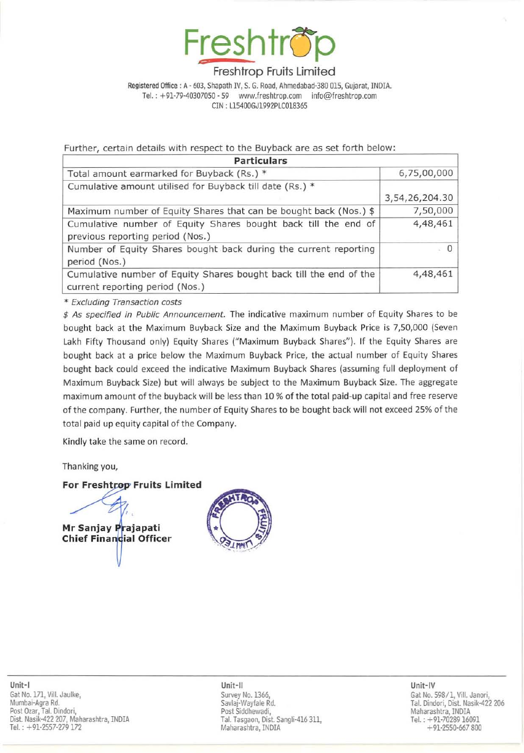# Freshtrop

## Freshtrop Fruits Limited

Registered Office : A - 603, Shapath IV, S. G. Road, Ahmedabad-380 015, Gujarat, INDIA.
Tel. : +91-79-40307050 - 59 www.freshtrop.com info@freshtrop.com
CIN : L15400GJ1992PLC018365

Further, certain details with respect to the Buyback are as set forth below:

| Particulars | |
|---|---|
| Total amount earmarked for Buyback (Rs.) * | 6,75,00,000 |
| Cumulative amount utilised for Buyback till date (Rs.) * | 3,54,26,204.30 |
| Maximum number of Equity Shares that can be bought back (Nos.) $ | 7,50,000 |
| Cumulative number of Equity Shares bought back till the end of previous reporting period (Nos.) | 4,48,461 |
| Number of Equity Shares bought back during the current reporting period (Nos.) | 0 |
| Cumulative number of Equity Shares bought back till the end of the current reporting period (Nos.) | 4,48,461 |

*\* Excluding Transaction costs*

*$ As specified in Public Announcement.* The indicative maximum number of Equity Shares to be bought back at the Maximum Buyback Size and the Maximum Buyback Price is 7,50,000 (Seven Lakh Fifty Thousand only) Equity Shares ("Maximum Buyback Shares"). If the Equity Shares are bought back at a price below the Maximum Buyback Price, the actual number of Equity Shares bought back could exceed the indicative Maximum Buyback Shares (assuming full deployment of Maximum Buyback Size) but will always be subject to the Maximum Buyback Size. The aggregate maximum amount of the buyback will be less than 10 % of the total paid-up capital and free reserve of the company. Further, the number of Equity Shares to be bought back will not exceed 25% of the total paid up equity capital of the Company.

Kindly take the same on record.

Thanking you,

**For Freshtrop Fruits Limited**

**Mr Sanjay Prajapati**
**Chief Financial Officer**

**Unit-I**
Gat No. 171, Vill. Jaulke,
Mumbai-Agra Rd.
Post Ozar, Tal. Dindori,
Dist. Nasik-422 207, Maharashtra, INDIA
Tel. : +91-2557-279 172

**Unit-II**
Survey No. 1366,
Savlaj-Wayfale Rd.
Post Siddhewadi,
Tal. Tasgaon, Dist. Sangli-416 311,
Maharashtra, INDIA

**Unit-IV**
Gat No. 598/1, Vill. Janori,
Tal. Dindori, Dist. Nasik-422 206
Maharashtra, INDIA
Tel. : +91-70289 16091
+91-2550-667 800